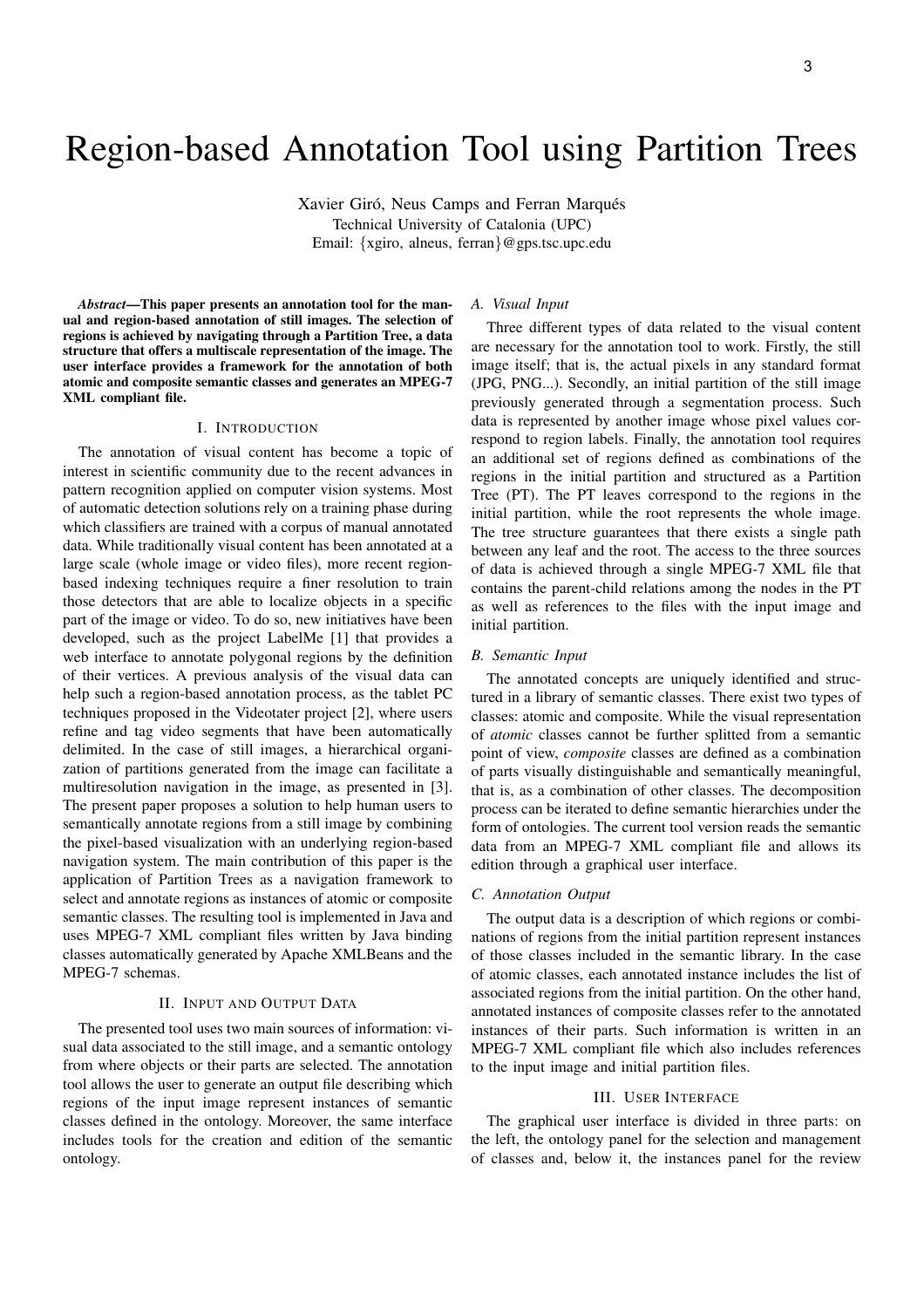# Region-based Annotation Tool using Partition Trees

Xavier Giró, Neus Camps and Ferran Marqués
Technical University of Catalonia (UPC)
Email: {xgiro, alneus, ferran}@gps.tsc.upc.edu

***Abstract*—This paper presents an annotation tool for the manual and region-based annotation of still images. The selection of regions is achieved by navigating through a Partition Tree, a data structure that offers a multiscale representation of the image. The user interface provides a framework for the annotation of both atomic and composite semantic classes and generates an MPEG-7 XML compliant file.**

## I. Introduction

The annotation of visual content has become a topic of interest in scientific community due to the recent advances in pattern recognition applied on computer vision systems. Most of automatic detection solutions rely on a training phase during which classifiers are trained with a corpus of manual annotated data. While traditionally visual content has been annotated at a large scale (whole image or video files), more recent region-based indexing techniques require a finer resolution to train those detectors that are able to localize objects in a specific part of the image or video. To do so, new initiatives have been developed, such as the project LabelMe [1] that provides a web interface to annotate polygonal regions by the definition of their vertices. A previous analysis of the visual data can help such a region-based annotation process, as the tablet PC techniques proposed in the Videotater project [2], where users refine and tag video segments that have been automatically delimited. In the case of still images, a hierarchical organization of partitions generated from the image can facilitate a multiresolution navigation in the image, as presented in [3]. The present paper proposes a solution to help human users to semantically annotate regions from a still image by combining the pixel-based visualization with an underlying region-based navigation system. The main contribution of this paper is the application of Partition Trees as a navigation framework to select and annotate regions as instances of atomic or composite semantic classes. The resulting tool is implemented in Java and uses MPEG-7 XML compliant files written by Java binding classes automatically generated by Apache XMLBeans and the MPEG-7 schemas.

## II. Input and Output Data

The presented tool uses two main sources of information: visual data associated to the still image, and a semantic ontology from where objects or their parts are selected. The annotation tool allows the user to generate an output file describing which regions of the input image represent instances of semantic classes defined in the ontology. Moreover, the same interface includes tools for the creation and edition of the semantic ontology.

### *A. Visual Input*

Three different types of data related to the visual content are necessary for the annotation tool to work. Firstly, the still image itself; that is, the actual pixels in any standard format (JPG, PNG...). Secondly, an initial partition of the still image previously generated through a segmentation process. Such data is represented by another image whose pixel values correspond to region labels. Finally, the annotation tool requires an additional set of regions defined as combinations of the regions in the initial partition and structured as a Partition Tree (PT). The PT leaves correspond to the regions in the initial partition, while the root represents the whole image. The tree structure guarantees that there exists a single path between any leaf and the root. The access to the three sources of data is achieved through a single MPEG-7 XML file that contains the parent-child relations among the nodes in the PT as well as references to the files with the input image and initial partition.

### *B. Semantic Input*

The annotated concepts are uniquely identified and structured in a library of semantic classes. There exist two types of classes: atomic and composite. While the visual representation of *atomic* classes cannot be further splitted from a semantic point of view, *composite* classes are defined as a combination of parts visually distinguishable and semantically meaningful, that is, as a combination of other classes. The decomposition process can be iterated to define semantic hierarchies under the form of ontologies. The current tool version reads the semantic data from an MPEG-7 XML compliant file and allows its edition through a graphical user interface.

### *C. Annotation Output*

The output data is a description of which regions or combinations of regions from the initial partition represent instances of those classes included in the semantic library. In the case of atomic classes, each annotated instance includes the list of associated regions from the initial partition. On the other hand, annotated instances of composite classes refer to the annotated instances of their parts. Such information is written in an MPEG-7 XML compliant file which also includes references to the input image and initial partition files.

## III. User Interface

The graphical user interface is divided in three parts: on the left, the ontology panel for the selection and management of classes and, below it, the instances panel for the review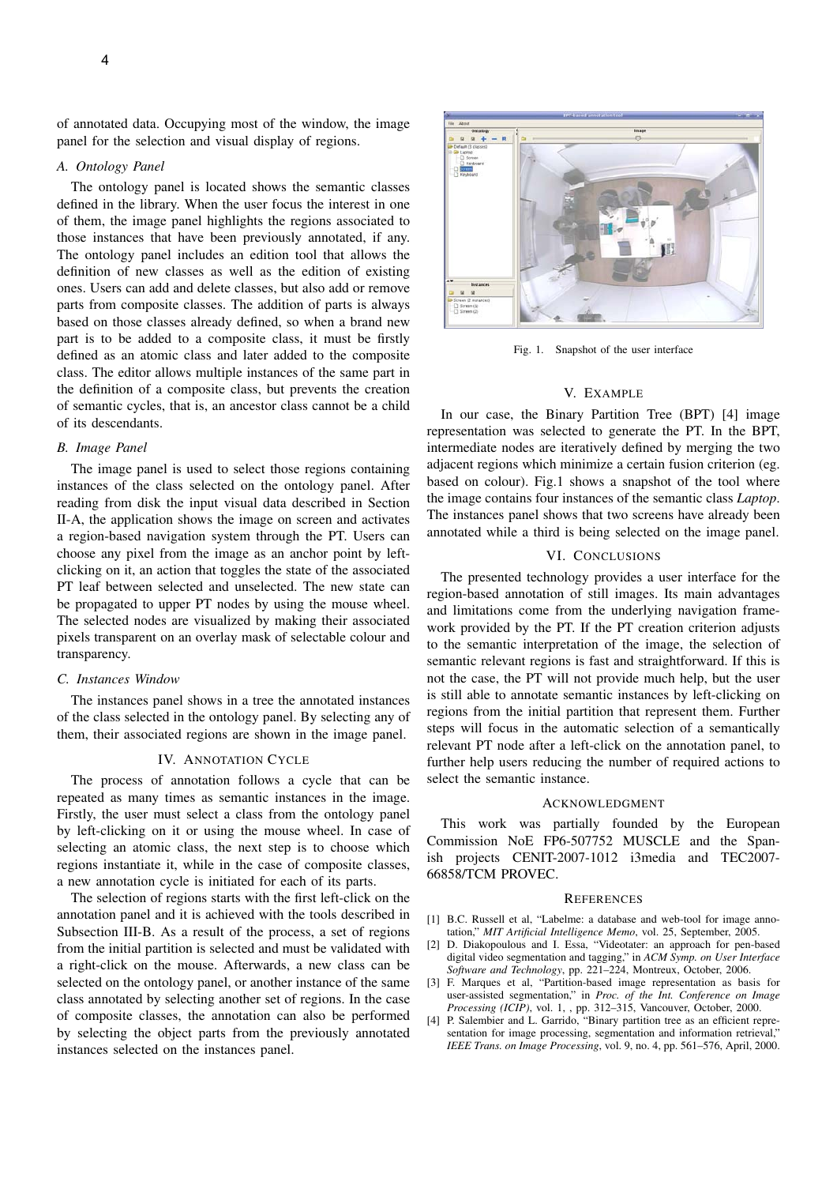of annotated data. Occupying most of the window, the image panel for the selection and visual display of regions.

### A. Ontology Panel

The ontology panel is located shows the semantic classes defined in the library. When the user focus the interest in one of them, the image panel highlights the regions associated to those instances that have been previously annotated, if any. The ontology panel includes an edition tool that allows the definition of new classes as well as the edition of existing ones. Users can add and delete classes, but also add or remove parts from composite classes. The addition of parts is always based on those classes already defined, so when a brand new part is to be added to a composite class, it must be firstly defined as an atomic class and later added to the composite class. The editor allows multiple instances of the same part in the definition of a composite class, but prevents the creation of semantic cycles, that is, an ancestor class cannot be a child of its descendants.

### B. Image Panel

The image panel is used to select those regions containing instances of the class selected on the ontology panel. After reading from disk the input visual data described in Section II-A, the application shows the image on screen and activates a region-based navigation system through the PT. Users can choose any pixel from the image as an anchor point by left-clicking on it, an action that toggles the state of the associated PT leaf between selected and unselected. The new state can be propagated to upper PT nodes by using the mouse wheel. The selected nodes are visualized by making their associated pixels transparent on an overlay mask of selectable colour and transparency.

### C. Instances Window

The instances panel shows in a tree the annotated instances of the class selected in the ontology panel. By selecting any of them, their associated regions are shown in the image panel.

## IV. Annotation Cycle

The process of annotation follows a cycle that can be repeated as many times as semantic instances in the image. Firstly, the user must select a class from the ontology panel by left-clicking on it or using the mouse wheel. In case of selecting an atomic class, the next step is to choose which regions instantiate it, while in the case of composite classes, a new annotation cycle is initiated for each of its parts.

The selection of regions starts with the first left-click on the annotation panel and it is achieved with the tools described in Subsection III-B. As a result of the process, a set of regions from the initial partition is selected and must be validated with a right-click on the mouse. Afterwards, a new class can be selected on the ontology panel, or another instance of the same class annotated by selecting another set of regions. In the case of composite classes, the annotation can also be performed by selecting the object parts from the previously annotated instances selected on the instances panel.

Fig. 1. Snapshot of the user interface

## V. Example

In our case, the Binary Partition Tree (BPT) [4] image representation was selected to generate the PT. In the BPT, intermediate nodes are iteratively defined by merging the two adjacent regions which minimize a certain fusion criterion (eg. based on colour). Fig.1 shows a snapshot of the tool where the image contains four instances of the semantic class *Laptop*. The instances panel shows that two screens have already been annotated while a third is being selected on the image panel.

## VI. Conclusions

The presented technology provides a user interface for the region-based annotation of still images. Its main advantages and limitations come from the underlying navigation framework provided by the PT. If the PT creation criterion adjusts to the semantic interpretation of the image, the selection of semantic relevant regions is fast and straightforward. If this is not the case, the PT will not provide much help, but the user is still able to annotate semantic instances by left-clicking on regions from the initial partition that represent them. Further steps will focus in the automatic selection of a semantically relevant PT node after a left-click on the annotation panel, to further help users reducing the number of required actions to select the semantic instance.

## Acknowledgment

This work was partially founded by the European Commission NoE FP6-507752 MUSCLE and the Spanish projects CENIT-2007-1012 i3media and TEC2007-66858/TCM PROVEC.

## References

[1] B.C. Russell et al, "Labelme: a database and web-tool for image annotation," *MIT Artificial Intelligence Memo*, vol. 25, September, 2005.

[2] D. Diakopoulous and I. Essa, "Videotater: an approach for pen-based digital video segmentation and tagging," in *ACM Symp. on User Interface Software and Technology*, pp. 221–224, Montreux, October, 2006.

[3] F. Marques et al, "Partition-based image representation as basis for user-assisted segmentation," in *Proc. of the Int. Conference on Image Processing (ICIP)*, vol. 1, , pp. 312–315, Vancouver, October, 2000.

[4] P. Salembier and L. Garrido, "Binary partition tree as an efficient representation for image processing, segmentation and information retrieval," *IEEE Trans. on Image Processing*, vol. 9, no. 4, pp. 561–576, April, 2000.